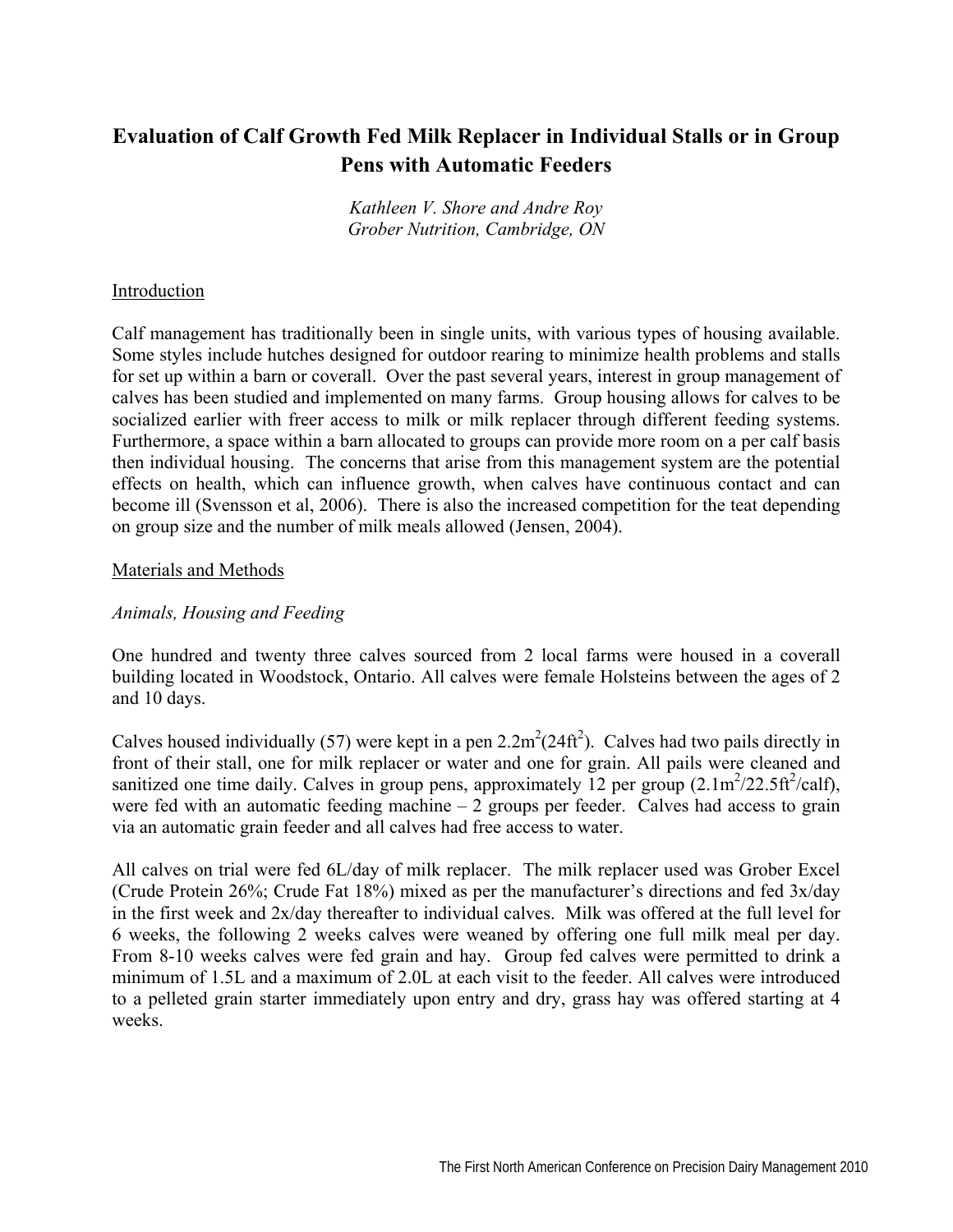# Evaluation of Calf Growth Fed Milk Replacer in Individual Stalls or in Group Pens with Automatic Feeders

*Kathleen V. Shore and Andre Roy*
*Grober Nutrition, Cambridge, ON*

## Introduction

Calf management has traditionally been in single units, with various types of housing available. Some styles include hutches designed for outdoor rearing to minimize health problems and stalls for set up within a barn or coverall. Over the past several years, interest in group management of calves has been studied and implemented on many farms. Group housing allows for calves to be socialized earlier with freer access to milk or milk replacer through different feeding systems. Furthermore, a space within a barn allocated to groups can provide more room on a per calf basis then individual housing. The concerns that arise from this management system are the potential effects on health, which can influence growth, when calves have continuous contact and can become ill (Svensson et al, 2006). There is also the increased competition for the teat depending on group size and the number of milk meals allowed (Jensen, 2004).

## Materials and Methods

### *Animals, Housing and Feeding*

One hundred and twenty three calves sourced from 2 local farms were housed in a coverall building located in Woodstock, Ontario. All calves were female Holsteins between the ages of 2 and 10 days.

Calves housed individually (57) were kept in a pen $2.2m^2$($24ft^2$). Calves had two pails directly in front of their stall, one for milk replacer or water and one for grain. All pails were cleaned and sanitized one time daily. Calves in group pens, approximately 12 per group ($2.1m^2$/$22.5ft^2$/calf), were fed with an automatic feeding machine – 2 groups per feeder. Calves had access to grain via an automatic grain feeder and all calves had free access to water.

All calves on trial were fed 6L/day of milk replacer. The milk replacer used was Grober Excel (Crude Protein 26%; Crude Fat 18%) mixed as per the manufacturer's directions and fed 3x/day in the first week and 2x/day thereafter to individual calves. Milk was offered at the full level for 6 weeks, the following 2 weeks calves were weaned by offering one full milk meal per day. From 8-10 weeks calves were fed grain and hay. Group fed calves were permitted to drink a minimum of 1.5L and a maximum of 2.0L at each visit to the feeder. All calves were introduced to a pelleted grain starter immediately upon entry and dry, grass hay was offered starting at 4 weeks.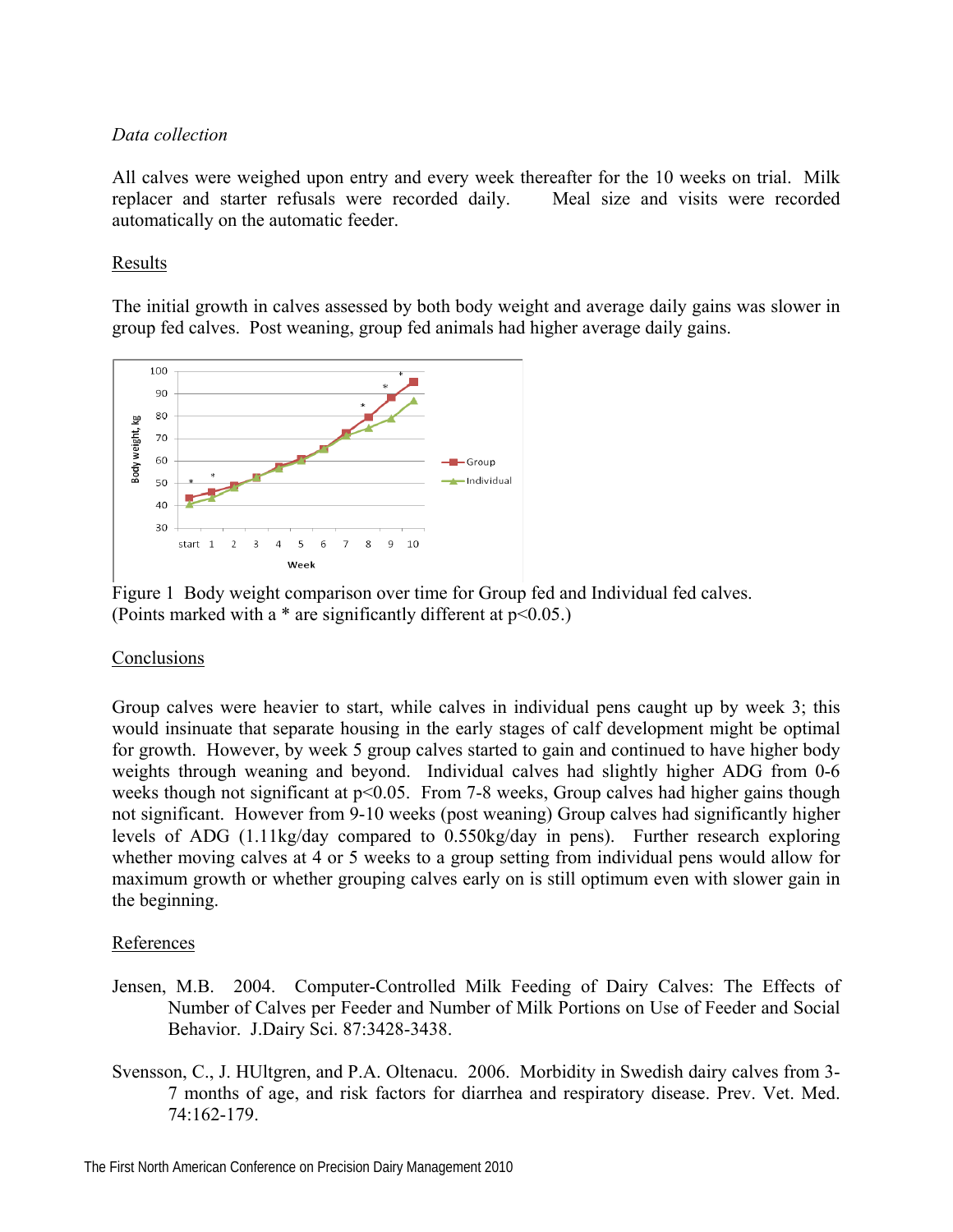*Data collection*

All calves were weighed upon entry and every week thereafter for the 10 weeks on trial. Milk replacer and starter refusals were recorded daily. Meal size and visits were recorded automatically on the automatic feeder.

## Results

The initial growth in calves assessed by both body weight and average daily gains was slower in group fed calves. Post weaning, group fed animals had higher average daily gains.

Body weight, kg

100
90
80
70
60
50
40
30

start 1 2 3 4 5 6 7 8 9 10

Week

Group
Individual

Figure 1 Body weight comparison over time for Group fed and Individual fed calves. (Points marked with a * are significantly different at $p<0.05$.)

## Conclusions

Group calves were heavier to start, while calves in individual pens caught up by week 3; this would insinuate that separate housing in the early stages of calf development might be optimal for growth. However, by week 5 group calves started to gain and continued to have higher body weights through weaning and beyond. Individual calves had slightly higher ADG from 0-6 weeks though not significant at $p<0.05$. From 7-8 weeks, Group calves had higher gains though not significant. However from 9-10 weeks (post weaning) Group calves had significantly higher levels of ADG (1.11kg/day compared to 0.550kg/day in pens). Further research exploring whether moving calves at 4 or 5 weeks to a group setting from individual pens would allow for maximum growth or whether grouping calves early on is still optimum even with slower gain in the beginning.

## References

Jensen, M.B. 2004. Computer-Controlled Milk Feeding of Dairy Calves: The Effects of Number of Calves per Feeder and Number of Milk Portions on Use of Feeder and Social Behavior. J.Dairy Sci. 87:3428-3438.

Svensson, C., J. HUltgren, and P.A. Oltenacu. 2006. Morbidity in Swedish dairy calves from 3-7 months of age, and risk factors for diarrhea and respiratory disease. Prev. Vet. Med. 74:162-179.